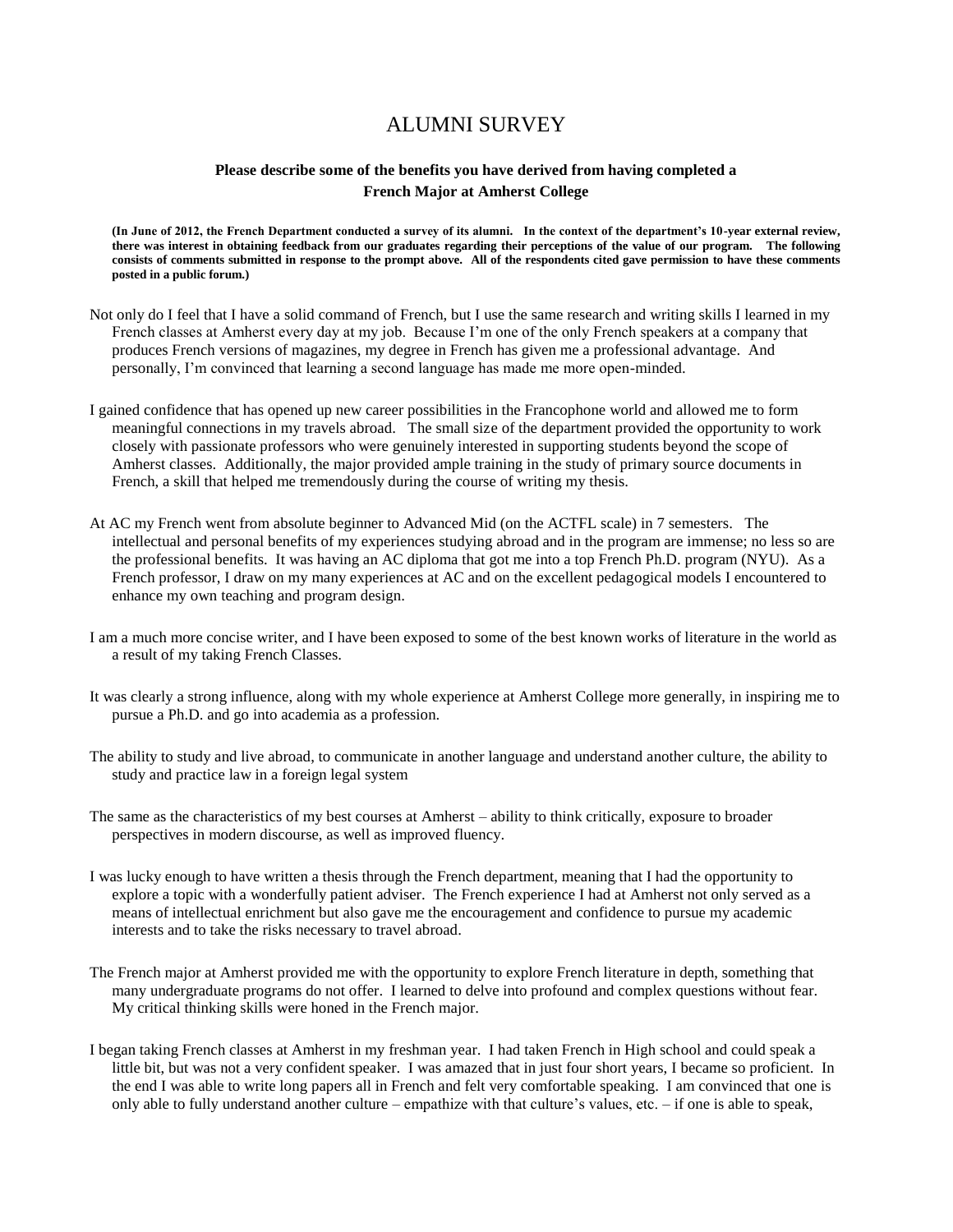# ALUMNI SURVEY

**Please describe some of the benefits you have derived from having completed a French Major at Amherst College**

**(In June of 2012, the French Department conducted a survey of its alumni. In the context of the department's 10-year external review, there was interest in obtaining feedback from our graduates regarding their perceptions of the value of our program. The following consists of comments submitted in response to the prompt above. All of the respondents cited gave permission to have these comments posted in a public forum.)**

Not only do I feel that I have a solid command of French, but I use the same research and writing skills I learned in my French classes at Amherst every day at my job. Because I'm one of the only French speakers at a company that produces French versions of magazines, my degree in French has given me a professional advantage. And personally, I'm convinced that learning a second language has made me more open-minded.

I gained confidence that has opened up new career possibilities in the Francophone world and allowed me to form meaningful connections in my travels abroad. The small size of the department provided the opportunity to work closely with passionate professors who were genuinely interested in supporting students beyond the scope of Amherst classes. Additionally, the major provided ample training in the study of primary source documents in French, a skill that helped me tremendously during the course of writing my thesis.

At AC my French went from absolute beginner to Advanced Mid (on the ACTFL scale) in 7 semesters. The intellectual and personal benefits of my experiences studying abroad and in the program are immense; no less so are the professional benefits. It was having an AC diploma that got me into a top French Ph.D. program (NYU). As a French professor, I draw on my many experiences at AC and on the excellent pedagogical models I encountered to enhance my own teaching and program design.

I am a much more concise writer, and I have been exposed to some of the best known works of literature in the world as a result of my taking French Classes.

It was clearly a strong influence, along with my whole experience at Amherst College more generally, in inspiring me to pursue a Ph.D. and go into academia as a profession.

The ability to study and live abroad, to communicate in another language and understand another culture, the ability to study and practice law in a foreign legal system

The same as the characteristics of my best courses at Amherst – ability to think critically, exposure to broader perspectives in modern discourse, as well as improved fluency.

I was lucky enough to have written a thesis through the French department, meaning that I had the opportunity to explore a topic with a wonderfully patient adviser. The French experience I had at Amherst not only served as a means of intellectual enrichment but also gave me the encouragement and confidence to pursue my academic interests and to take the risks necessary to travel abroad.

The French major at Amherst provided me with the opportunity to explore French literature in depth, something that many undergraduate programs do not offer. I learned to delve into profound and complex questions without fear. My critical thinking skills were honed in the French major.

I began taking French classes at Amherst in my freshman year. I had taken French in High school and could speak a little bit, but was not a very confident speaker. I was amazed that in just four short years, I became so proficient. In the end I was able to write long papers all in French and felt very comfortable speaking. I am convinced that one is only able to fully understand another culture – empathize with that culture's values, etc. – if one is able to speak,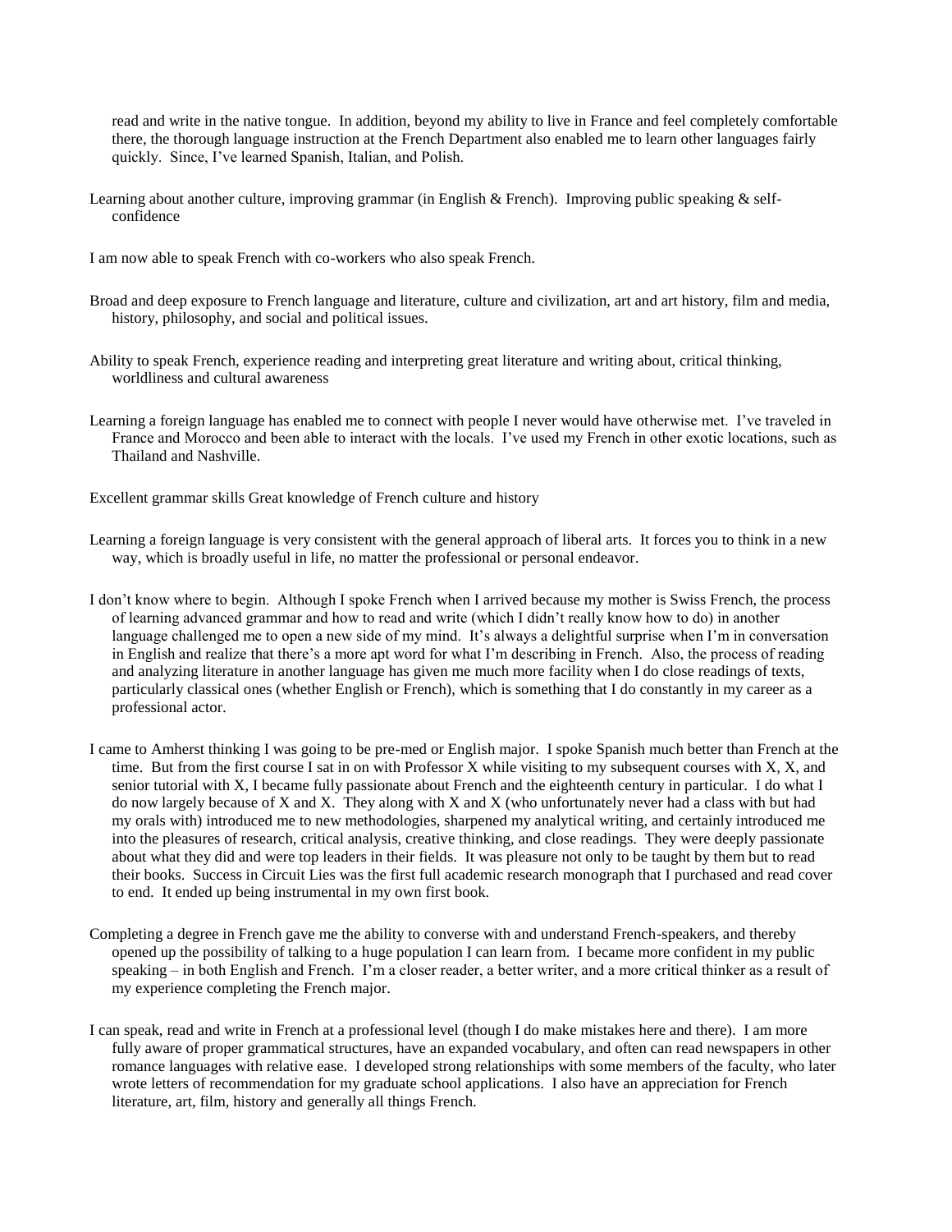read and write in the native tongue. In addition, beyond my ability to live in France and feel completely comfortable there, the thorough language instruction at the French Department also enabled me to learn other languages fairly quickly. Since, I've learned Spanish, Italian, and Polish.

Learning about another culture, improving grammar (in English & French). Improving public speaking & self-confidence

I am now able to speak French with co-workers who also speak French.

Broad and deep exposure to French language and literature, culture and civilization, art and art history, film and media, history, philosophy, and social and political issues.

Ability to speak French, experience reading and interpreting great literature and writing about, critical thinking, worldliness and cultural awareness

Learning a foreign language has enabled me to connect with people I never would have otherwise met. I've traveled in France and Morocco and been able to interact with the locals. I've used my French in other exotic locations, such as Thailand and Nashville.

Excellent grammar skills Great knowledge of French culture and history

Learning a foreign language is very consistent with the general approach of liberal arts. It forces you to think in a new way, which is broadly useful in life, no matter the professional or personal endeavor.

I don't know where to begin. Although I spoke French when I arrived because my mother is Swiss French, the process of learning advanced grammar and how to read and write (which I didn't really know how to do) in another language challenged me to open a new side of my mind. It's always a delightful surprise when I'm in conversation in English and realize that there's a more apt word for what I'm describing in French. Also, the process of reading and analyzing literature in another language has given me much more facility when I do close readings of texts, particularly classical ones (whether English or French), which is something that I do constantly in my career as a professional actor.

I came to Amherst thinking I was going to be pre-med or English major. I spoke Spanish much better than French at the time. But from the first course I sat in on with Professor X while visiting to my subsequent courses with X, X, and senior tutorial with X, I became fully passionate about French and the eighteenth century in particular. I do what I do now largely because of X and X. They along with X and X (who unfortunately never had a class with but had my orals with) introduced me to new methodologies, sharpened my analytical writing, and certainly introduced me into the pleasures of research, critical analysis, creative thinking, and close readings. They were deeply passionate about what they did and were top leaders in their fields. It was pleasure not only to be taught by them but to read their books. Success in Circuit Lies was the first full academic research monograph that I purchased and read cover to end. It ended up being instrumental in my own first book.

Completing a degree in French gave me the ability to converse with and understand French-speakers, and thereby opened up the possibility of talking to a huge population I can learn from. I became more confident in my public speaking – in both English and French. I'm a closer reader, a better writer, and a more critical thinker as a result of my experience completing the French major.

I can speak, read and write in French at a professional level (though I do make mistakes here and there). I am more fully aware of proper grammatical structures, have an expanded vocabulary, and often can read newspapers in other romance languages with relative ease. I developed strong relationships with some members of the faculty, who later wrote letters of recommendation for my graduate school applications. I also have an appreciation for French literature, art, film, history and generally all things French.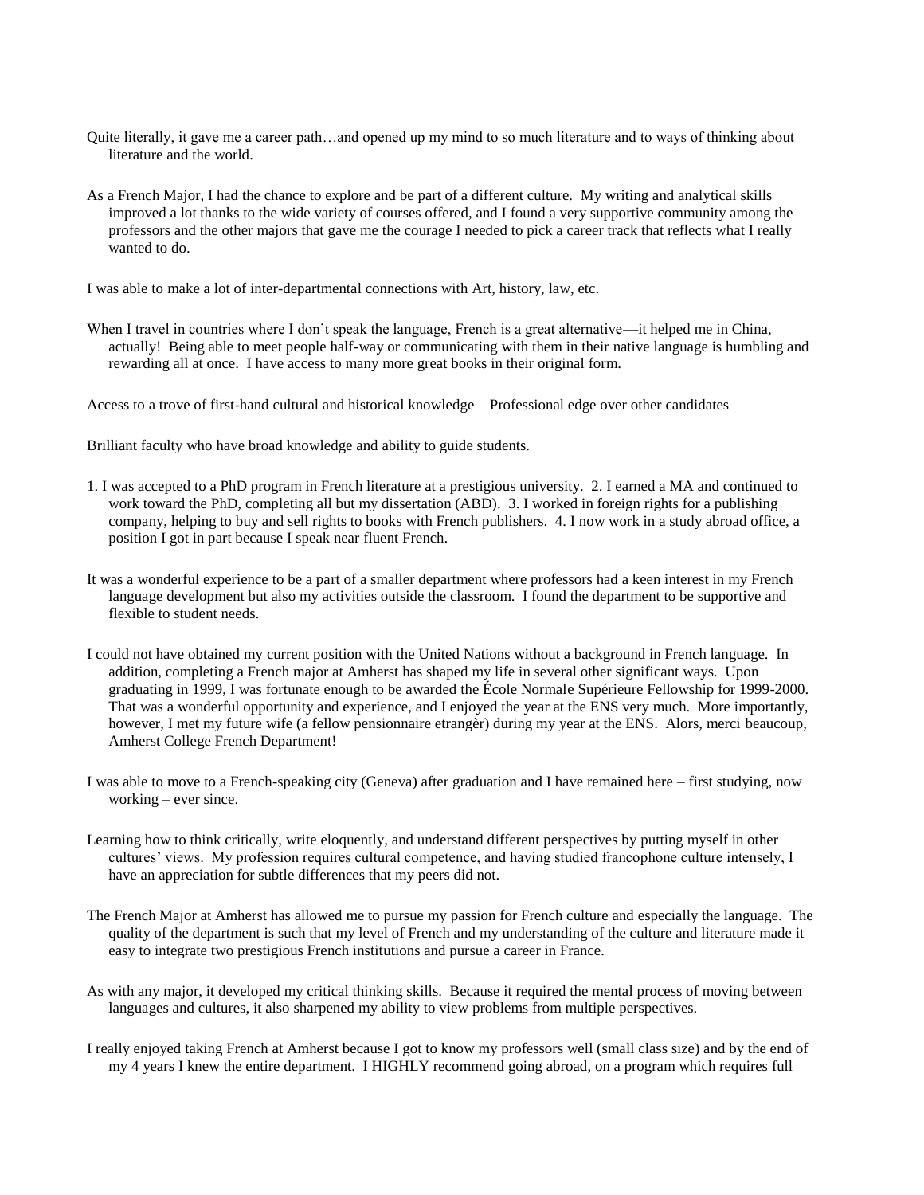Quite literally, it gave me a career path…and opened up my mind to so much literature and to ways of thinking about literature and the world.

As a French Major, I had the chance to explore and be part of a different culture. My writing and analytical skills improved a lot thanks to the wide variety of courses offered, and I found a very supportive community among the professors and the other majors that gave me the courage I needed to pick a career track that reflects what I really wanted to do.

I was able to make a lot of inter-departmental connections with Art, history, law, etc.

When I travel in countries where I don't speak the language, French is a great alternative—it helped me in China, actually! Being able to meet people half-way or communicating with them in their native language is humbling and rewarding all at once. I have access to many more great books in their original form.

Access to a trove of first-hand cultural and historical knowledge – Professional edge over other candidates

Brilliant faculty who have broad knowledge and ability to guide students.

1. I was accepted to a PhD program in French literature at a prestigious university. 2. I earned a MA and continued to work toward the PhD, completing all but my dissertation (ABD). 3. I worked in foreign rights for a publishing company, helping to buy and sell rights to books with French publishers. 4. I now work in a study abroad office, a position I got in part because I speak near fluent French.

It was a wonderful experience to be a part of a smaller department where professors had a keen interest in my French language development but also my activities outside the classroom. I found the department to be supportive and flexible to student needs.

I could not have obtained my current position with the United Nations without a background in French language. In addition, completing a French major at Amherst has shaped my life in several other significant ways. Upon graduating in 1999, I was fortunate enough to be awarded the École Normale Supérieure Fellowship for 1999-2000. That was a wonderful opportunity and experience, and I enjoyed the year at the ENS very much. More importantly, however, I met my future wife (a fellow pensionnaire etrangèr) during my year at the ENS. Alors, merci beaucoup, Amherst College French Department!

I was able to move to a French-speaking city (Geneva) after graduation and I have remained here – first studying, now working – ever since.

Learning how to think critically, write eloquently, and understand different perspectives by putting myself in other cultures' views. My profession requires cultural competence, and having studied francophone culture intensely, I have an appreciation for subtle differences that my peers did not.

The French Major at Amherst has allowed me to pursue my passion for French culture and especially the language. The quality of the department is such that my level of French and my understanding of the culture and literature made it easy to integrate two prestigious French institutions and pursue a career in France.

As with any major, it developed my critical thinking skills. Because it required the mental process of moving between languages and cultures, it also sharpened my ability to view problems from multiple perspectives.

I really enjoyed taking French at Amherst because I got to know my professors well (small class size) and by the end of my 4 years I knew the entire department. I HIGHLY recommend going abroad, on a program which requires full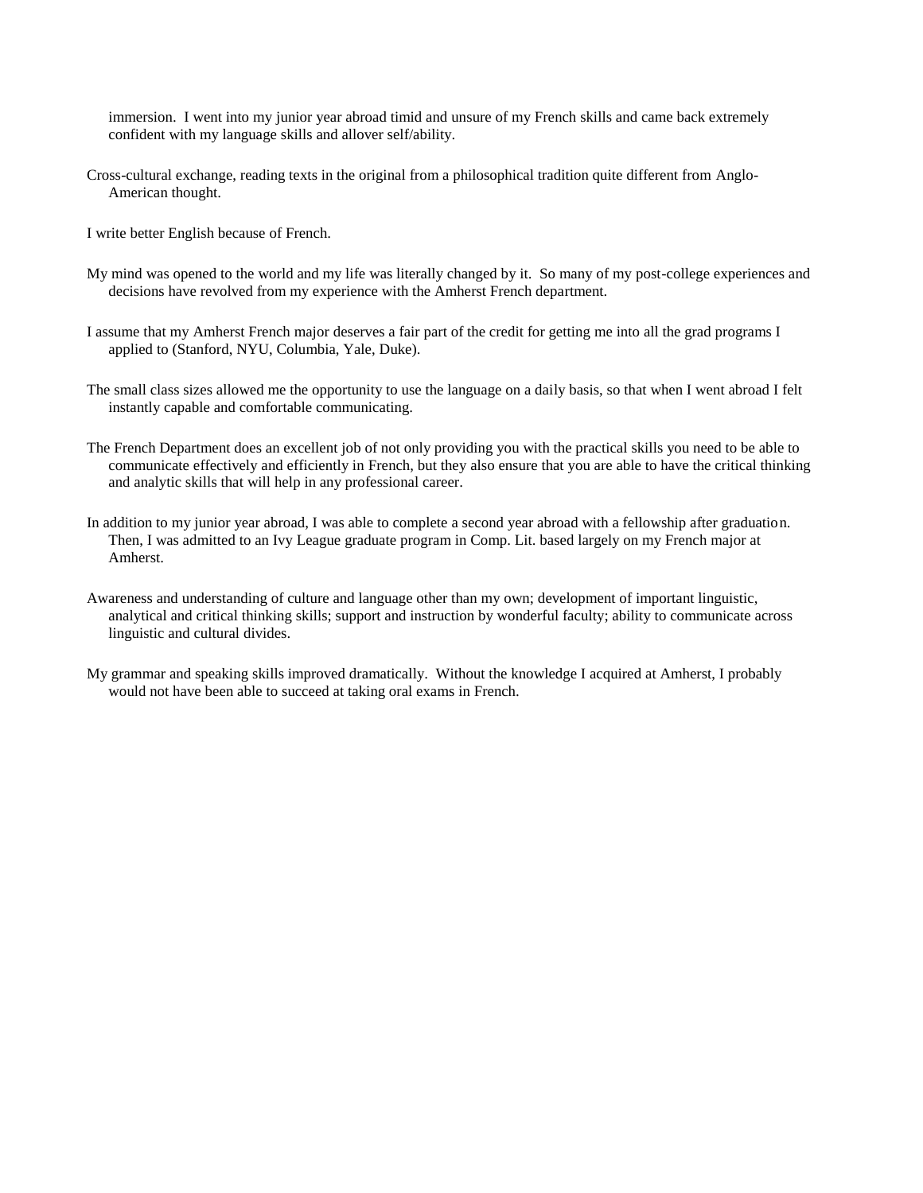immersion.  I went into my junior year abroad timid and unsure of my French skills and came back extremely confident with my language skills and allover self/ability.

Cross-cultural exchange, reading texts in the original from a philosophical tradition quite different from Anglo-American thought.

I write better English because of French.

My mind was opened to the world and my life was literally changed by it.  So many of my post-college experiences and decisions have revolved from my experience with the Amherst French department.

I assume that my Amherst French major deserves a fair part of the credit for getting me into all the grad programs I applied to (Stanford, NYU, Columbia, Yale, Duke).

The small class sizes allowed me the opportunity to use the language on a daily basis, so that when I went abroad I felt instantly capable and comfortable communicating.

The French Department does an excellent job of not only providing you with the practical skills you need to be able to communicate effectively and efficiently in French, but they also ensure that you are able to have the critical thinking and analytic skills that will help in any professional career.

In addition to my junior year abroad, I was able to complete a second year abroad with a fellowship after graduation. Then, I was admitted to an Ivy League graduate program in Comp. Lit. based largely on my French major at Amherst.

Awareness and understanding of culture and language other than my own; development of important linguistic, analytical and critical thinking skills; support and instruction by wonderful faculty; ability to communicate across linguistic and cultural divides.

My grammar and speaking skills improved dramatically.  Without the knowledge I acquired at Amherst, I probably would not have been able to succeed at taking oral exams in French.